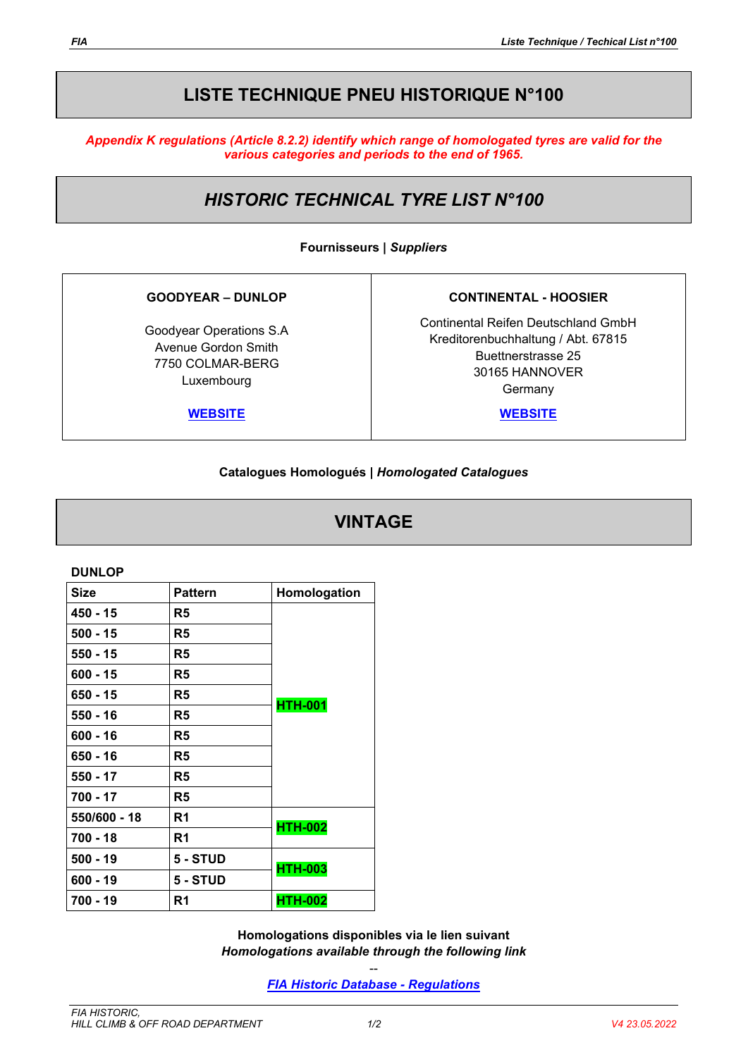# LISTE TECHNIQUE PNEU HISTORIQUE N°100

***Appendix K regulations (Article 8.2.2) identify which range of homologated tyres are valid for the various categories and periods to the end of 1965.***

# *HISTORIC TECHNICAL TYRE LIST N°100*

**Fournisseurs | *Suppliers***

| **GOODYEAR – DUNLOP** | **CONTINENTAL - HOOSIER** |
|---|---|
| Goodyear Operations S.A<br>Avenue Gordon Smith<br>7750 COLMAR-BERG<br>Luxembourg | Continental Reifen Deutschland GmbH<br>Kreditorenbuchhaltung / Abt. 67815<br>Buettnerstrasse 25<br>30165 HANNOVER<br>Germany |
| **WEBSITE** | **WEBSITE** |

**Catalogues Homologués | *Homologated Catalogues***

## VINTAGE

**DUNLOP**

| Size | Pattern | Homologation |
|---|---|---|
| 450 - 15 | R5 | HTH-001 |
| 500 - 15 | R5 | |
| 550 - 15 | R5 | |
| 600 - 15 | R5 | |
| 650 - 15 | R5 | |
| 550 - 16 | R5 | |
| 600 - 16 | R5 | |
| 650 - 16 | R5 | |
| 550 - 17 | R5 | |
| 700 - 17 | R5 | |
| 550/600 - 18 | R1 | HTH-002 |
| 700 - 18 | R1 | |
| 500 - 19 | 5 - STUD | HTH-003 |
| 600 - 19 | 5 - STUD | |
| 700 - 19 | R1 | HTH-002 |

**Homologations disponibles via le lien suivant**
***Homologations available through the following link***

--

***FIA Historic Database - Regulations***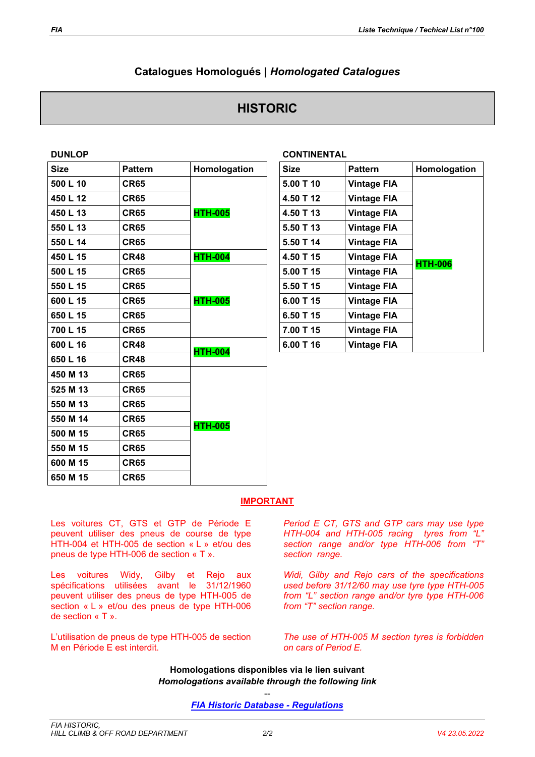## Catalogues Homologués | *Homologated Catalogues*

# HISTORIC

### DUNLOP

| Size | Pattern | Homologation |
|---|---|---|
| 500 L 10 | CR65 | HTH-005 |
| 450 L 12 | CR65 | |
| 450 L 13 | CR65 | |
| 550 L 13 | CR65 | |
| 550 L 14 | CR65 | |
| 450 L 15 | CR48 | HTH-004 |
| 500 L 15 | CR65 | HTH-005 |
| 550 L 15 | CR65 | |
| 600 L 15 | CR65 | |
| 650 L 15 | CR65 | |
| 700 L 15 | CR65 | |
| 600 L 16 | CR48 | HTH-004 |
| 650 L 16 | CR48 | |
| 450 M 13 | CR65 | HTH-005 |
| 525 M 13 | CR65 | |
| 550 M 13 | CR65 | |
| 550 M 14 | CR65 | |
| 500 M 15 | CR65 | |
| 550 M 15 | CR65 | |
| 600 M 15 | CR65 | |
| 650 M 15 | CR65 | |

### CONTINENTAL

| Size | Pattern | Homologation |
|---|---|---|
| 5.00 T 10 | Vintage FIA | HTH-006 |
| 4.50 T 12 | Vintage FIA | |
| 4.50 T 13 | Vintage FIA | |
| 5.50 T 13 | Vintage FIA | |
| 5.50 T 14 | Vintage FIA | |
| 4.50 T 15 | Vintage FIA | |
| 5.00 T 15 | Vintage FIA | |
| 5.50 T 15 | Vintage FIA | |
| 6.00 T 15 | Vintage FIA | |
| 6.50 T 15 | Vintage FIA | |
| 7.00 T 15 | Vintage FIA | |
| 6.00 T 16 | Vintage FIA | |

**IMPORTANT**

Les voitures CT, GTS et GTP de Période E peuvent utiliser des pneus de course de type HTH-004 et HTH-005 de section « L » et/ou des pneus de type HTH-006 de section « T ».

*Period E CT, GTS and GTP cars may use type HTH-004 and HTH-005 racing tyres from "L" section range and/or type HTH-006 from "T" section range.*

Les voitures Widy, Gilby et Rejo aux spécifications utilisées avant le 31/12/1960 peuvent utiliser des pneus de type HTH-005 de section « L » et/ou des pneus de type HTH-006 de section « T ».

*Widi, Gilby and Rejo cars of the specifications used before 31/12/60 may use tyre type HTH-005 from "L" section range and/or tyre type HTH-006 from "T" section range.*

L'utilisation de pneus de type HTH-005 de section M en Période E est interdit.

*The use of HTH-005 M section tyres is forbidden on cars of Period E.*

**Homologations disponibles via le lien suivant**
***Homologations available through the following link***

--

***FIA Historic Database - Regulations***